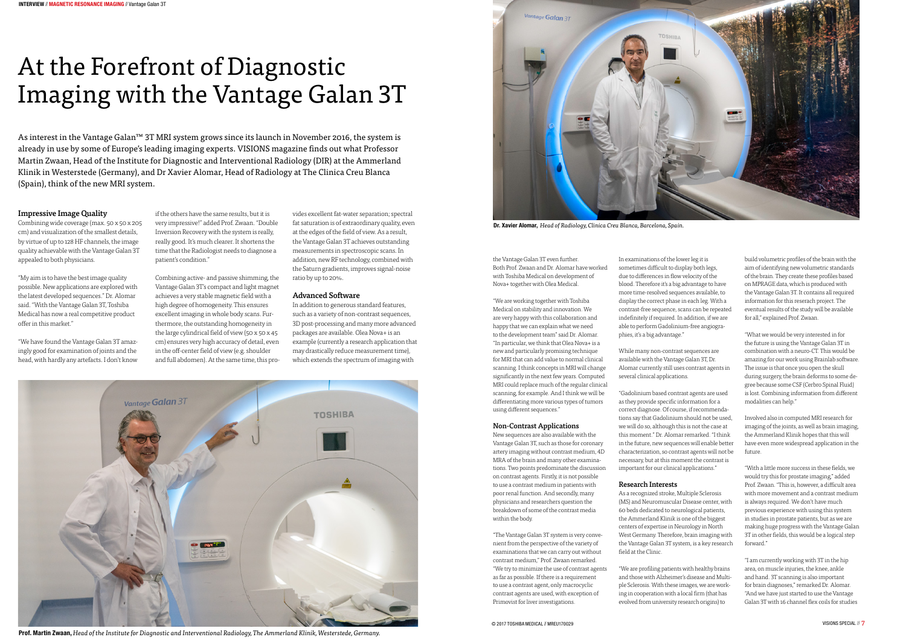# At the Forefront of Diagnostic Imaging with the Vantage Galan 3T

As interest in the Vantage Galan™ 3T MRI system grows since its launch in November 2016, the system is already in use by some of Europe's leading imaging experts. VISIONS magazine finds out what Professor Martin Zwaan, Head of the Institute for Diagnostic and Interventional Radiology (DIR) at the Ammerland Klinik in Westerstede (Germany), and Dr Xavier Alomar, Head of Radiology at The Clinica Creu Blanca (Spain), think of the new MRI system.

### Impressive Image Quality

Combining wide coverage (max. 50 x 50 x 205 cm) and visualization of the smallest details, by virtue of up to 128 HF channels, the image quality achievable with the Vantage Galan 3T appealed to both physicians.

"My aim is to have the best image quality possible. New applications are explored with the latest developed sequences." Dr. Alomar said. "With the Vantage Galan 3T, Toshiba Medical has now a real competitive product offer in this market."

"We have found the Vantage Galan 3T amazingly good for examination of joints and the head, with hardly any artefacts. I don't know if the others have the same results, but it is very impressive!" added Prof. Zwaan. "Double Inversion Recovery with the system is really, really good. It's much clearer. It shortens the time that the Radiologist needs to diagnose a patient's condition."

Combining active- and passive shimming, the Vantage Galan 3T's compact and light magnet achieves a very stable magnetic field with a high degree of homogeneity. This ensures excellent imaging in whole body scans. Furthermore, the outstanding homogeneity in the large cylindrical field of view (50 x 50 x 45 cm) ensures very high accuracy of detail, even in the off-center field of view (e.g. shoulder and full abdomen). At the same time, this provides excellent fat-water separation; spectral fat saturation is of extraordinary quality, even at the edges of the field of view. As a result, the Vantage Galan 3T achieves outstanding measurements in spectroscopic scans. In addition, new RF technology, combined with the Saturn gradients, improves signal-noise ratio by up to 20%.

### Advanced Software

In addition to generous standard features, such as a variety of non-contrast sequences, 3D post-processing and many more advanced packages are available. Olea Nova+ is an example (currently a research application that may drastically reduce measurement time), which extends the spectrum of imaging with the Vantage Galan 3T even further.

Both Prof. Zwaan and Dr. Alomar have worked with Toshiba Medical on development of Nova+ together with Olea Medical.

"We are working together with Toshiba Medical on stability and innovation. We are very happy with this collaboration and happy that we can explain what we need to the development team" said Dr. Alomar. "In particular, we think that Olea Nova+ is a new and particularly promising technique for MRI that can add value to normal clinical scanning. I think concepts in MRI will change significantly in the next few years. Computed MRI could replace much of the regular clinical scanning, for example. And I think we will be differentiating more various types of tumors using different sequences."

### Non-Contrast Applications

New sequences are also available with the Vantage Galan 3T, such as those for coronary artery imaging without contrast medium, 4D MRA of the brain and many other examinations. Two points predominate the discussion on contrast agents. Firstly, it is not possible to use a contrast medium in patients with poor renal function. And secondly, many physicians and researchers question the breakdown of some of the contrast media within the body.

"The Vantage Galan 3T system is very convenient from the perspective of the variety of examinations that we can carry out without contrast medium," Prof. Zwaan remarked. "We try to minimize the use of contrast agents as far as possible. If there is a requirement to use a contrast agent, only macrocyclic contrast agents are used, with exception of Primovist for liver investigations.

In examinations of the lower leg it is sometimes difficult to display both legs, due to differences in flow velocity of the blood. Therefore it's a big advantage to have more time-resolved sequences available, to display the correct phase in each leg. With a contrast-free sequence, scans can be repeated indefinitely if required. In addition, if we are able to perform Gadolinium-free angiographies, it's a big advantage."

While many non-contrast sequences are available with the Vantage Galan 3T, Dr. Alomar currently still uses contrast agents in several clinical applications.

"Gadolinium based contrast agents are used as they provide specific information for a correct diagnose. Of course, if recommendations say that Gadolinium should not be used, we will do so, although this is not the case at this moment." Dr. Alomar remarked. "I think in the future, new sequences will enable better characterization, so contrast agents will not be necessary, but at this moment the contrast is important for our clinical applications."

### Research Interests

As a recognized stroke, Multiple Sclerosis (MS) and Neuromuscular Disease center, with 60 beds dedicated to neurological patients, the Ammerland Klinik is one of the biggest centers of expertise in Neurology in North West Germany. Therefore, brain imaging with the Vantage Galan 3T system, is a key research field at the Clinic.

"We are profiling patients with healthy brains and those with Alzheimer's disease and Multiple Sclerosis. With these images, we are working in cooperation with a local firm (that has evolved from university research origins) to build volumetric profiles of the brain with the aim of identifying new volumetric standards of the brain. They create these profiles based on MPRAGE data, which is produced with the Vantage Galan 3T. It contains all required information for this reserach project. The eventual results of the study will be available for all," explained Prof. Zwaan.

"What we would be very interested in for the future is using the Vantage Galan 3T in combination with a neuro-CT. This would be amazing for our work using Brainlab software. The issue is that once you open the skull during surgery, the brain deforms to some degree because some CSF (Cerbro Spinal Fluid) is lost. Combining information from different modalities can help."

Involved also in computed MRI research for imaging of the joints, as well as brain imaging, the Ammerland Klinik hopes that this will have even more widespread application in the future.

"With a little more success in these fields, we would try this for prostate imaging," added Prof. Zwaan. "This is, however, a difficult area with more movement and a contrast medium is always required. We don't have much previous experience with using this system in studies in prostate patients, but as we are making huge progress with the Vantage Galan 3T in other fields, this would be a logical step forward."

"I am currently working with 3T in the hip area, on muscle injuries, the knee, ankle and hand. 3T scanning is also important for brain diagnoses," remarked Dr. Alomar. "And we have just started to use the Vantage Galan 3T with 16 channel flex coils for studies

**Dr. Xavier Alomar,** *Head of Radiology, Clinica Creu Blanca, Barcelona, Spain.*

**Prof. Martin Zwaan,** *Head of the Institute for Diagnostic and Interventional Radiology, The Ammerland Klinik, Westerstede, Germany.*

© 2017 TOSHIBA MEDICAL // MREU170029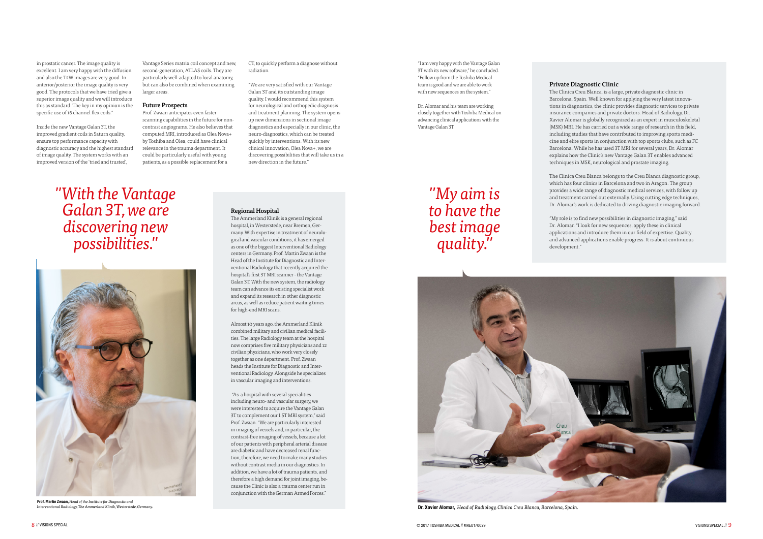in prostatic cancer. The image quality is excellent. I am very happy with the diffusion and also the T2W images are very good. In anterior/posterior the image quality is very good. The protocols that we have tried give a superior image quality and we will introduce this as standard. The key in my opinion is the specific use of 16 channel flex coils."

Inside the new Vantage Galan 3T, the improved gradient coils in Saturn quality, ensure top performance capacity with diagnostic accuracy and the highest standard of image quality. The system works with an improved version of the 'tried and trusted', Vantage Series matrix coil concept and new, second-generation, ATLAS coils. They are particularly well-adapted to local anatomy, but can also be combined when examining larger areas.

### Future Prospects

Prof. Zwaan anticipates even faster scanning capabilities in the future for non-contrast angiograms. He also believes that computed MRI, introduced as Olea Nova+ by Toshiba and Olea, could have clinical relevance in the trauma department. It could be particularly useful with young patients, as a possible replacement for a CT, to quickly perform a diagnose without radiation.

"We are very satisfied with our Vantage Galan 3T and its outstanding image quality. I would recommend this system for neurological and orthopedic diagnosis and treatment planning. The system opens up new dimensions in sectional image diagnostics and especially in our clinic, the neuro-diagnostics, which can be treated quickly by interventions. With its new clinical innovation, Olea Nova+, we are discovering possibilities that will take us in a new direction in the future."

*"With the Vantage Galan 3T, we are discovering new possibilities."*

**Prof. Martin Zwaan,** *Head of the Institute for Diagnostic and Interventional Radiology, The Ammerland Klinik, Westerstede, Germany.*

### Regional Hospital

The Ammerland Klinik is a general regional hospital, in Westerstede, near Bremen, Germany. With expertise in treatment of neurological and vascular conditions, it has emerged as one of the biggest Interventional Radiology centers in Germany. Prof. Martin Zwaan is the Head of the Institute for Diagnostic and Interventional Radiology that recently acquired the hospital's first 3T MRI scanner - the Vantage Galan 3T. With the new system, the radiology team can advance its existing specialist work and expand its research in other diagnostic areas, as well as reduce patient waiting times for high-end MRI scans.

Almost 10 years ago, the Ammerland Klinik combined military and civilian medical facilities. The large Radiology team at the hospital now comprises five military physicians and 12 civilian physicians, who work very closely together as one department. Prof. Zwaan heads the Institute for Diagnostic and Interventional Radiology. Alongside he specializes in vascular imaging and interventions.

"As a hospital with several specialities including neuro- and vascular surgery, we were interested to acquire the Vantage Galan 3T to complement our 1.5T MRI system," said Prof. Zwaan. "We are particularly interested in imaging of vessels and, in particular, the contrast-free imaging of vessels, because a lot of our patients with peripheral arterial disease are diabetic and have decreased renal function, therefore, we need to make many studies without contrast media in our diagnostics. In addition, we have a lot of trauma patients, and therefore a high demand for joint imaging, because the Clinic is also a trauma center run in conjunction with the German Armed Forces."

"I am very happy with the Vantage Galan 3T with its new software," he concluded. "Follow up from the Toshiba Medical team is good and we are able to work with new sequences on the system."

Dr. Alomar and his team are working closely together with Toshiba Medical on advancing clinical applications with the Vantage Galan 3T.

*"My aim is to have the best image quality."*

### Private Diagnostic Clinic

The Clinica Creu Blanca, is a large, private diagnostic clinic in Barcelona, Spain. Well known for applying the very latest innovations in diagnostics, the clinic provides diagnostic services to private insurance companies and private doctors. Head of Radiology, Dr. Xavier Alomar is globally recognized as an expert in musculoskeletal (MSK) MRI. He has carried out a wide range of research in this field, including studies that have contributed to improving sports medicine and elite sports in conjunction with top sports clubs, such as FC Barcelona. While he has used 3T MRI for several years, Dr. Alomar explains how the Clinic's new Vantage Galan 3T enables advanced techniques in MSK, neurological and prostate imaging.

The Clinica Creu Blanca belongs to the Creu Blanca diagnostic group, which has four clinics in Barcelona and two in Aragon. The group provides a wide range of diagnostic medical services, with follow up and treatment carried out externally. Using cutting edge techniques, Dr. Alomar's work is dedicated to driving diagnostic imaging forward.

"My role is to find new possibilities in diagnostic imaging," said Dr. Alomar. "I look for new sequences, apply these in clinical applications and introduce them in our field of expertise. Quality and advanced applications enable progress. It is about continuous development."

**Dr. Xavier Alomar,** *Head of Radiology, Clinica Creu Blanca, Barcelona, Spain.*

© 2017 TOSHIBA MEDICAL // MREU170029